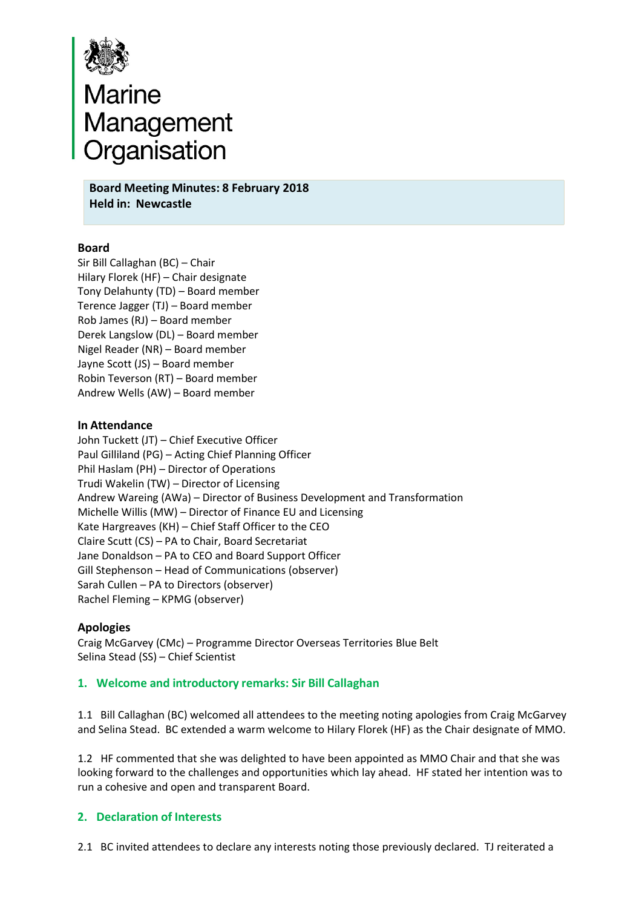# Marine Management Organisation

**Board Meeting Minutes: 8 February 2018**
**Held in: Newcastle**

### Board

Sir Bill Callaghan (BC) – Chair
Hilary Florek (HF) – Chair designate
Tony Delahunty (TD) – Board member
Terence Jagger (TJ) – Board member
Rob James (RJ) – Board member
Derek Langslow (DL) – Board member
Nigel Reader (NR) – Board member
Jayne Scott (JS) – Board member
Robin Teverson (RT) – Board member
Andrew Wells (AW) – Board member

### In Attendance

John Tuckett (JT) – Chief Executive Officer
Paul Gilliland (PG) – Acting Chief Planning Officer
Phil Haslam (PH) – Director of Operations
Trudi Wakelin (TW) – Director of Licensing
Andrew Wareing (AWa) – Director of Business Development and Transformation
Michelle Willis (MW) – Director of Finance EU and Licensing
Kate Hargreaves (KH) – Chief Staff Officer to the CEO
Claire Scutt (CS) – PA to Chair, Board Secretariat
Jane Donaldson – PA to CEO and Board Support Officer
Gill Stephenson – Head of Communications (observer)
Sarah Cullen – PA to Directors (observer)
Rachel Fleming – KPMG (observer)

### Apologies

Craig McGarvey (CMc) – Programme Director Overseas Territories Blue Belt
Selina Stead (SS) – Chief Scientist

## 1. Welcome and introductory remarks: Sir Bill Callaghan

1.1 Bill Callaghan (BC) welcomed all attendees to the meeting noting apologies from Craig McGarvey and Selina Stead. BC extended a warm welcome to Hilary Florek (HF) as the Chair designate of MMO.

1.2 HF commented that she was delighted to have been appointed as MMO Chair and that she was looking forward to the challenges and opportunities which lay ahead. HF stated her intention was to run a cohesive and open and transparent Board.

## 2. Declaration of Interests

2.1 BC invited attendees to declare any interests noting those previously declared. TJ reiterated a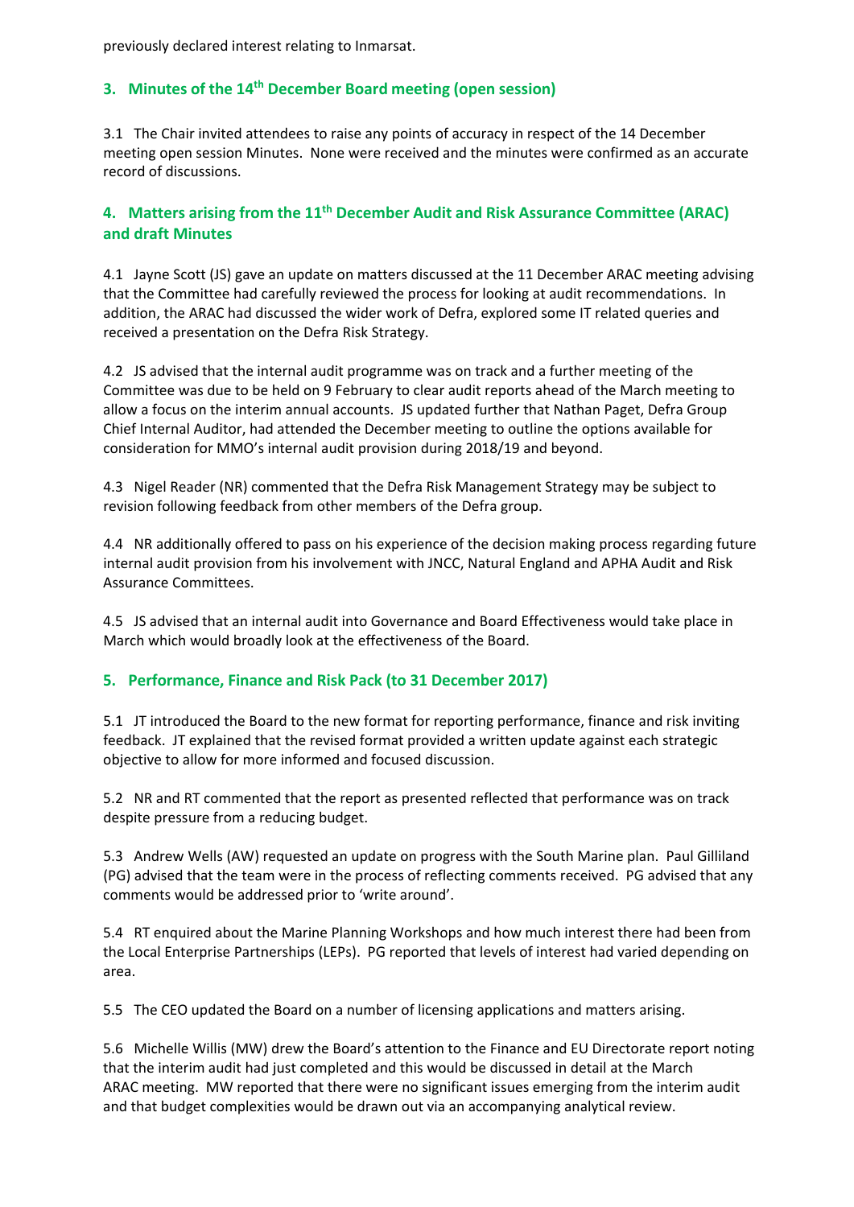previously declared interest relating to Inmarsat.

## 3. Minutes of the 14th December Board meeting (open session)

3.1 The Chair invited attendees to raise any points of accuracy in respect of the 14 December meeting open session Minutes. None were received and the minutes were confirmed as an accurate record of discussions.

## 4. Matters arising from the 11th December Audit and Risk Assurance Committee (ARAC) and draft Minutes

4.1 Jayne Scott (JS) gave an update on matters discussed at the 11 December ARAC meeting advising that the Committee had carefully reviewed the process for looking at audit recommendations. In addition, the ARAC had discussed the wider work of Defra, explored some IT related queries and received a presentation on the Defra Risk Strategy.

4.2 JS advised that the internal audit programme was on track and a further meeting of the Committee was due to be held on 9 February to clear audit reports ahead of the March meeting to allow a focus on the interim annual accounts. JS updated further that Nathan Paget, Defra Group Chief Internal Auditor, had attended the December meeting to outline the options available for consideration for MMO's internal audit provision during 2018/19 and beyond.

4.3 Nigel Reader (NR) commented that the Defra Risk Management Strategy may be subject to revision following feedback from other members of the Defra group.

4.4 NR additionally offered to pass on his experience of the decision making process regarding future internal audit provision from his involvement with JNCC, Natural England and APHA Audit and Risk Assurance Committees.

4.5 JS advised that an internal audit into Governance and Board Effectiveness would take place in March which would broadly look at the effectiveness of the Board.

## 5. Performance, Finance and Risk Pack (to 31 December 2017)

5.1 JT introduced the Board to the new format for reporting performance, finance and risk inviting feedback. JT explained that the revised format provided a written update against each strategic objective to allow for more informed and focused discussion.

5.2 NR and RT commented that the report as presented reflected that performance was on track despite pressure from a reducing budget.

5.3 Andrew Wells (AW) requested an update on progress with the South Marine plan. Paul Gilliland (PG) advised that the team were in the process of reflecting comments received. PG advised that any comments would be addressed prior to 'write around'.

5.4 RT enquired about the Marine Planning Workshops and how much interest there had been from the Local Enterprise Partnerships (LEPs). PG reported that levels of interest had varied depending on area.

5.5 The CEO updated the Board on a number of licensing applications and matters arising.

5.6 Michelle Willis (MW) drew the Board's attention to the Finance and EU Directorate report noting that the interim audit had just completed and this would be discussed in detail at the March ARAC meeting. MW reported that there were no significant issues emerging from the interim audit and that budget complexities would be drawn out via an accompanying analytical review.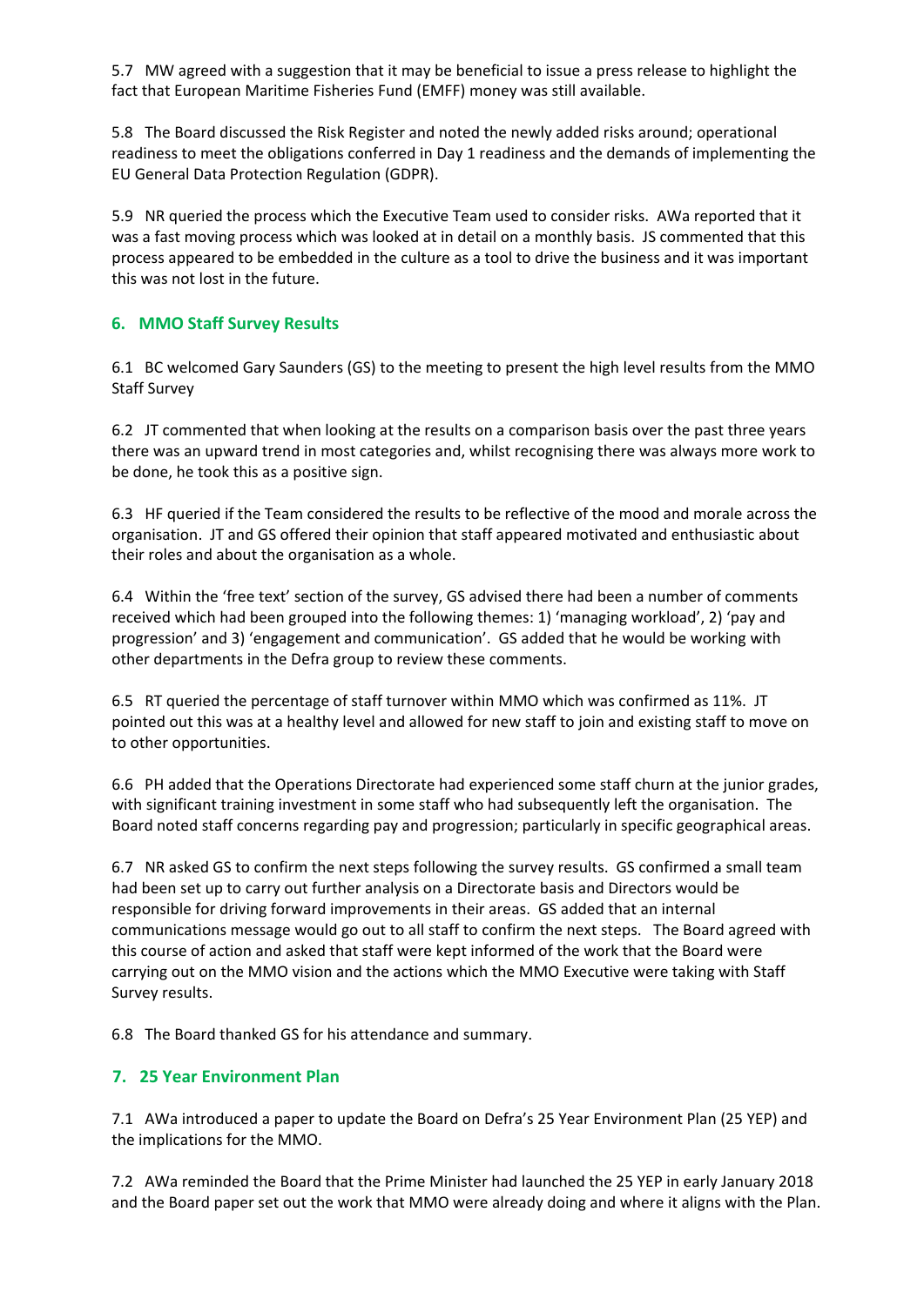5.7 MW agreed with a suggestion that it may be beneficial to issue a press release to highlight the fact that European Maritime Fisheries Fund (EMFF) money was still available.

5.8 The Board discussed the Risk Register and noted the newly added risks around; operational readiness to meet the obligations conferred in Day 1 readiness and the demands of implementing the EU General Data Protection Regulation (GDPR).

5.9 NR queried the process which the Executive Team used to consider risks. AWa reported that it was a fast moving process which was looked at in detail on a monthly basis. JS commented that this process appeared to be embedded in the culture as a tool to drive the business and it was important this was not lost in the future.

## 6. MMO Staff Survey Results

6.1 BC welcomed Gary Saunders (GS) to the meeting to present the high level results from the MMO Staff Survey

6.2 JT commented that when looking at the results on a comparison basis over the past three years there was an upward trend in most categories and, whilst recognising there was always more work to be done, he took this as a positive sign.

6.3 HF queried if the Team considered the results to be reflective of the mood and morale across the organisation. JT and GS offered their opinion that staff appeared motivated and enthusiastic about their roles and about the organisation as a whole.

6.4 Within the 'free text' section of the survey, GS advised there had been a number of comments received which had been grouped into the following themes: 1) 'managing workload', 2) 'pay and progression' and 3) 'engagement and communication'. GS added that he would be working with other departments in the Defra group to review these comments.

6.5 RT queried the percentage of staff turnover within MMO which was confirmed as 11%. JT pointed out this was at a healthy level and allowed for new staff to join and existing staff to move on to other opportunities.

6.6 PH added that the Operations Directorate had experienced some staff churn at the junior grades, with significant training investment in some staff who had subsequently left the organisation. The Board noted staff concerns regarding pay and progression; particularly in specific geographical areas.

6.7 NR asked GS to confirm the next steps following the survey results. GS confirmed a small team had been set up to carry out further analysis on a Directorate basis and Directors would be responsible for driving forward improvements in their areas. GS added that an internal communications message would go out to all staff to confirm the next steps. The Board agreed with this course of action and asked that staff were kept informed of the work that the Board were carrying out on the MMO vision and the actions which the MMO Executive were taking with Staff Survey results.

6.8 The Board thanked GS for his attendance and summary.

## 7. 25 Year Environment Plan

7.1 AWa introduced a paper to update the Board on Defra's 25 Year Environment Plan (25 YEP) and the implications for the MMO.

7.2 AWa reminded the Board that the Prime Minister had launched the 25 YEP in early January 2018 and the Board paper set out the work that MMO were already doing and where it aligns with the Plan.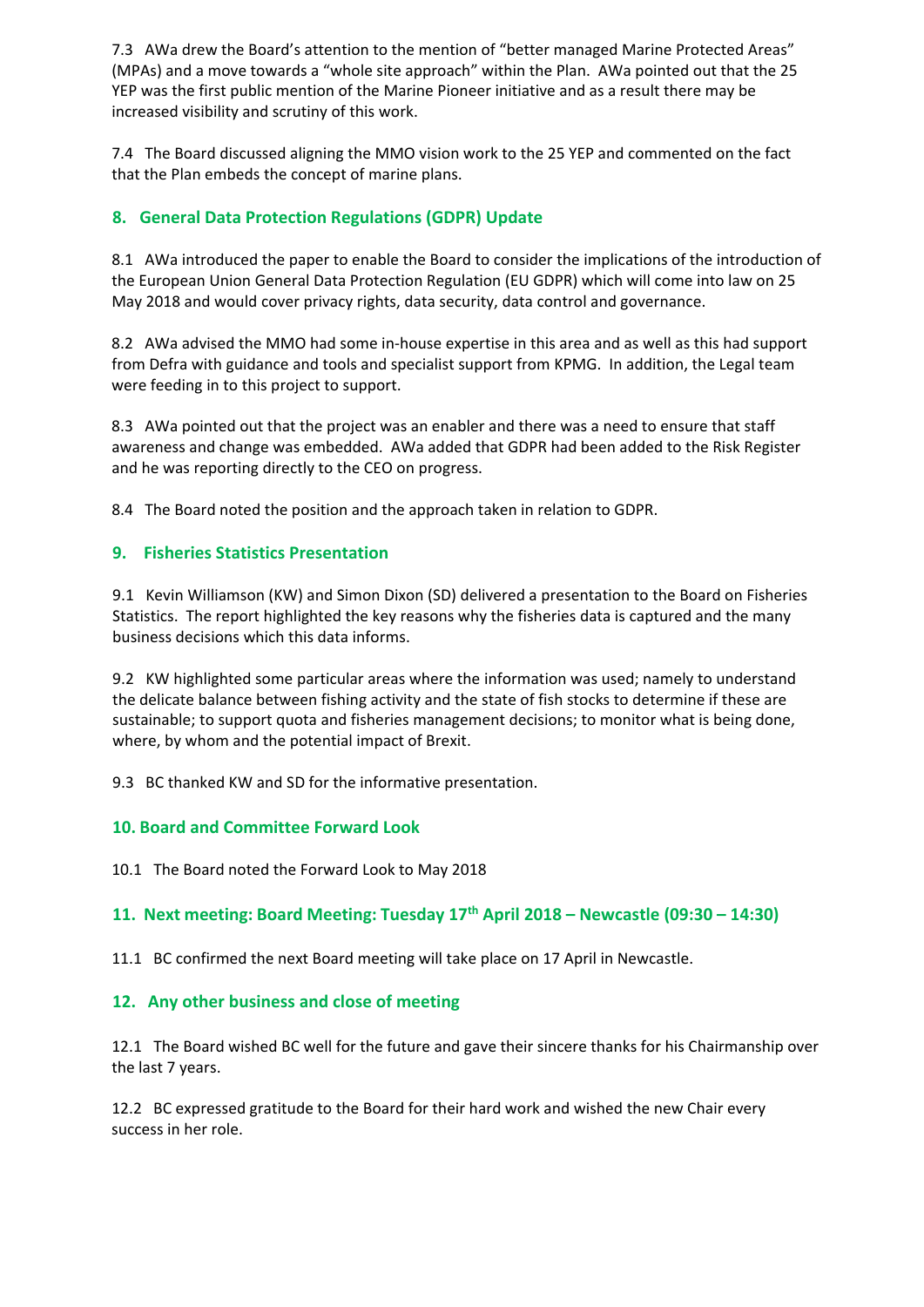7.3 AWa drew the Board's attention to the mention of "better managed Marine Protected Areas" (MPAs) and a move towards a "whole site approach" within the Plan. AWa pointed out that the 25 YEP was the first public mention of the Marine Pioneer initiative and as a result there may be increased visibility and scrutiny of this work.

7.4 The Board discussed aligning the MMO vision work to the 25 YEP and commented on the fact that the Plan embeds the concept of marine plans.

## 8. General Data Protection Regulations (GDPR) Update

8.1 AWa introduced the paper to enable the Board to consider the implications of the introduction of the European Union General Data Protection Regulation (EU GDPR) which will come into law on 25 May 2018 and would cover privacy rights, data security, data control and governance.

8.2 AWa advised the MMO had some in-house expertise in this area and as well as this had support from Defra with guidance and tools and specialist support from KPMG. In addition, the Legal team were feeding in to this project to support.

8.3 AWa pointed out that the project was an enabler and there was a need to ensure that staff awareness and change was embedded. AWa added that GDPR had been added to the Risk Register and he was reporting directly to the CEO on progress.

8.4 The Board noted the position and the approach taken in relation to GDPR.

## 9. Fisheries Statistics Presentation

9.1 Kevin Williamson (KW) and Simon Dixon (SD) delivered a presentation to the Board on Fisheries Statistics. The report highlighted the key reasons why the fisheries data is captured and the many business decisions which this data informs.

9.2 KW highlighted some particular areas where the information was used; namely to understand the delicate balance between fishing activity and the state of fish stocks to determine if these are sustainable; to support quota and fisheries management decisions; to monitor what is being done, where, by whom and the potential impact of Brexit.

9.3 BC thanked KW and SD for the informative presentation.

## 10. Board and Committee Forward Look

10.1 The Board noted the Forward Look to May 2018

## 11. Next meeting: Board Meeting: Tuesday 17th April 2018 – Newcastle (09:30 – 14:30)

11.1 BC confirmed the next Board meeting will take place on 17 April in Newcastle.

## 12. Any other business and close of meeting

12.1 The Board wished BC well for the future and gave their sincere thanks for his Chairmanship over the last 7 years.

12.2 BC expressed gratitude to the Board for their hard work and wished the new Chair every success in her role.